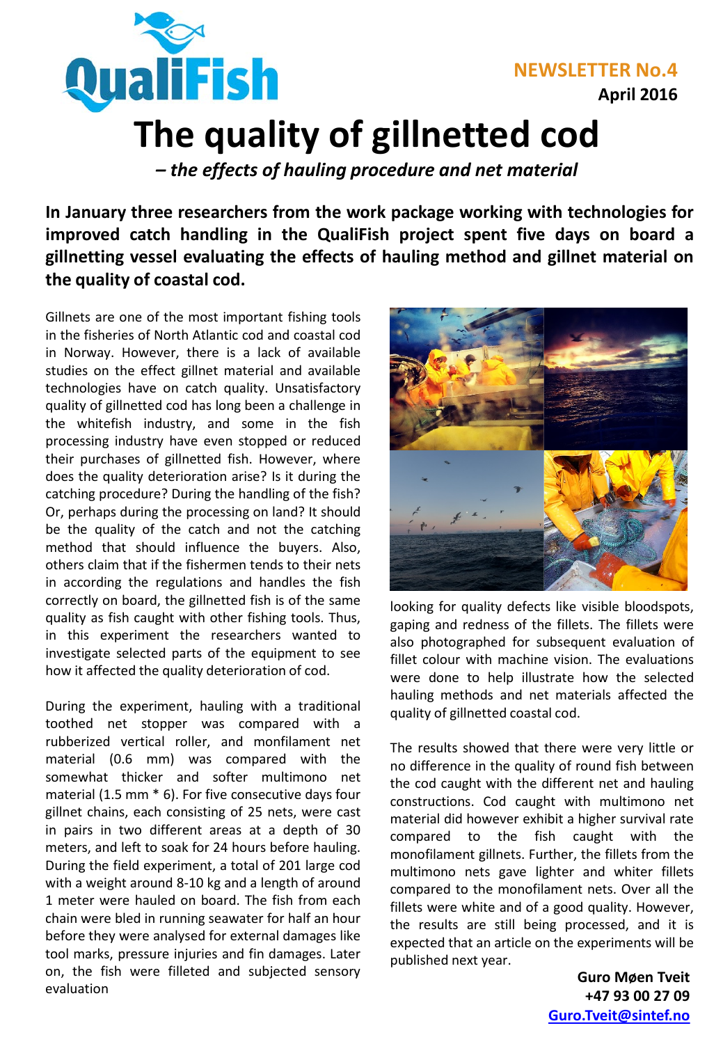QualiFish

**NEWSLETTER No.4**
**April 2016**

# The quality of gillnetted cod

***– the effects of hauling procedure and net material***

**In January three researchers from the work package working with technologies for improved catch handling in the QualiFish project spent five days on board a gillnetting vessel evaluating the effects of hauling method and gillnet material on the quality of coastal cod.**

Gillnets are one of the most important fishing tools in the fisheries of North Atlantic cod and coastal cod in Norway. However, there is a lack of available studies on the effect gillnet material and available technologies have on catch quality. Unsatisfactory quality of gillnetted cod has long been a challenge in the whitefish industry, and some in the fish processing industry have even stopped or reduced their purchases of gillnetted fish. However, where does the quality deterioration arise? Is it during the catching procedure? During the handling of the fish? Or, perhaps during the processing on land? It should be the quality of the catch and not the catching method that should influence the buyers. Also, others claim that if the fishermen tends to their nets in according the regulations and handles the fish correctly on board, the gillnetted fish is of the same quality as fish caught with other fishing tools. Thus, in this experiment the researchers wanted to investigate selected parts of the equipment to see how it affected the quality deterioration of cod.

During the experiment, hauling with a traditional toothed net stopper was compared with a rubberized vertical roller, and monfilament net material (0.6 mm) was compared with the somewhat thicker and softer multimono net material (1.5 mm * 6). For five consecutive days four gillnet chains, each consisting of 25 nets, were cast in pairs in two different areas at a depth of 30 meters, and left to soak for 24 hours before hauling. During the field experiment, a total of 201 large cod with a weight around 8-10 kg and a length of around 1 meter were hauled on board. The fish from each chain were bled in running seawater for half an hour before they were analysed for external damages like tool marks, pressure injuries and fin damages. Later on, the fish were filleted and subjected sensory evaluation looking for quality defects like visible bloodspots, gaping and redness of the fillets. The fillets were also photographed for subsequent evaluation of fillet colour with machine vision. The evaluations were done to help illustrate how the selected hauling methods and net materials affected the quality of gillnetted coastal cod.

The results showed that there were very little or no difference in the quality of round fish between the cod caught with the different net and hauling constructions. Cod caught with multimono net material did however exhibit a higher survival rate compared to the fish caught with the monofilament gillnets. Further, the fillets from the multimono nets gave lighter and whiter fillets compared to the monofilament nets. Over all the fillets were white and of a good quality. However, the results are still being processed, and it is expected that an article on the experiments will be published next year.

**Guro Møen Tveit**
**+47 93 00 27 09**
**Guro.Tveit@sintef.no**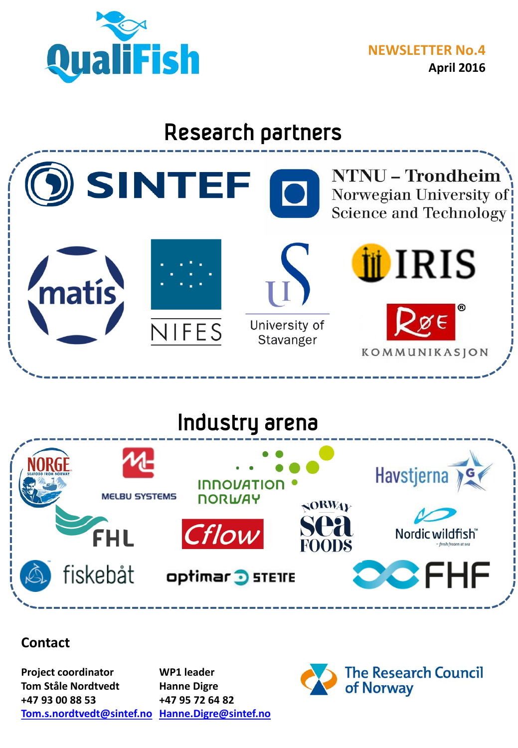# Research partners

SINTEF

NTNU – Trondheim
Norwegian University of Science and Technology

matís

NIFES

University of Stavanger

IRIS

RØE KOMMUNIKASJON

# Industry arena

NORGE SEAFOOD FROM NORWAY

MELBU SYSTEMS

INNOVATION NORWAY

Havstjerna

FHL

Cflow

NORWAY SEA FOODS

Nordic wildfish – fresh frozen at sea

fiskebåt

optimar STETTE

FHF

## Contact

**Project coordinator**
**Tom Ståle Nordtvedt**
**+47 93 00 88 53**
**Tom.s.nordtvedt@sintef.no**

**WP1 leader**
**Hanne Digre**
**+47 95 72 64 82**
**Hanne.Digre@sintef.no**

The Research Council of Norway